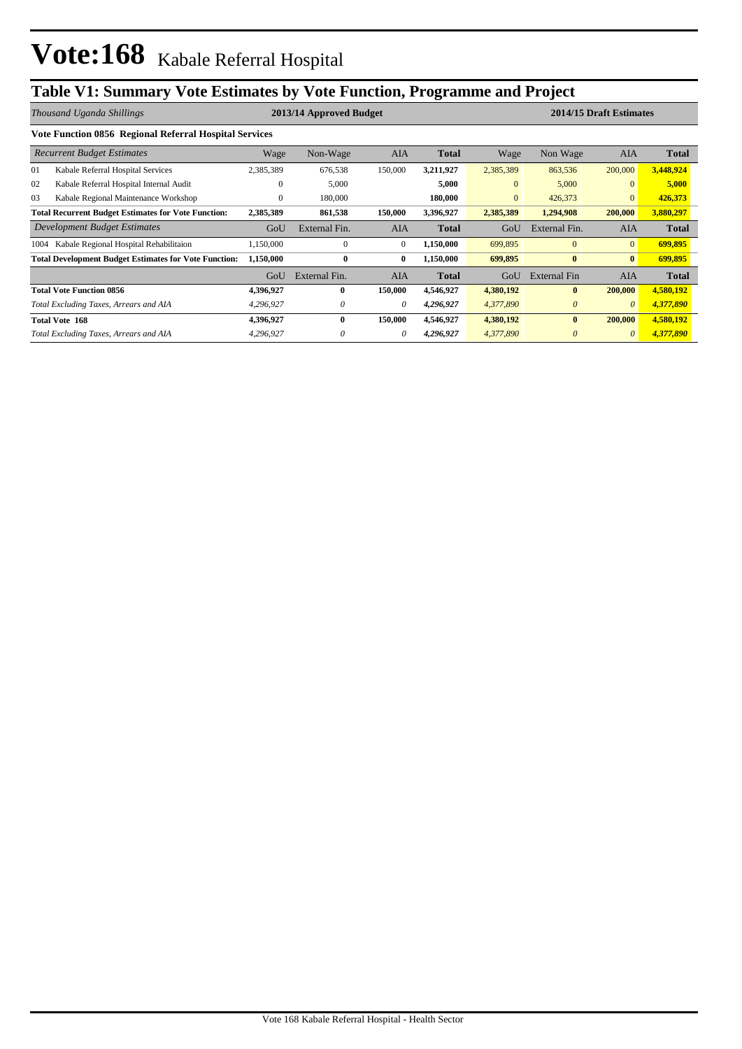# Vote:168 Kabale Referral Hospital

## Table V1: Summary Vote Estimates by Vote Function, Programme and Project

| *Thousand Uganda Shillings* | 2013/14 Approved Budget | | | | 2014/15 Draft Estimates | | | |
|---|---|---|---|---|---|---|---|---|
| **Vote Function 0856 Regional Referral Hospital Services** | | | | | | | | |
| *Recurrent Budget Estimates* | Wage | Non-Wage | AIA | **Total** | Wage | Non Wage | AIA | **Total** |
| 01 Kabale Referral Hospital Services | 2,385,389 | 676,538 | 150,000 | **3,211,927** | 2,385,389 | 863,536 | 200,000 | **3,448,924** |
| 02 Kabale Referral Hospital Internal Audit | 0 | 5,000 | | **5,000** | 0 | 5,000 | 0 | **5,000** |
| 03 Kabale Regional Maintenance Workshop | 0 | 180,000 | | **180,000** | 0 | 426,373 | 0 | **426,373** |
| **Total Recurrent Budget Estimates for Vote Function:** | **2,385,389** | **861,538** | **150,000** | **3,396,927** | **2,385,389** | **1,294,908** | **200,000** | **3,880,297** |
| *Development Budget Estimates* | GoU | External Fin. | AIA | **Total** | GoU | External Fin. | AIA | **Total** |
| 1004 Kabale Regional Hospital Rehabilitaion | 1,150,000 | 0 | 0 | **1,150,000** | 699,895 | 0 | 0 | **699,895** |
| **Total Development Budget Estimates for Vote Function:** | **1,150,000** | **0** | **0** | **1,150,000** | **699,895** | **0** | **0** | **699,895** |
| | GoU | External Fin. | AIA | **Total** | GoU | External Fin | AIA | **Total** |
| **Total Vote Function 0856** | **4,396,927** | **0** | **150,000** | **4,546,927** | **4,380,192** | **0** | **200,000** | **4,580,192** |
| *Total Excluding Taxes, Arrears and AIA* | *4,296,927* | *0* | *0* | ***4,296,927*** | *4,377,890* | *0* | *0* | ***4,377,890*** |
| **Total Vote 168** | **4,396,927** | **0** | **150,000** | **4,546,927** | **4,380,192** | **0** | **200,000** | **4,580,192** |
| *Total Excluding Taxes, Arrears and AIA* | *4,296,927* | *0* | *0* | ***4,296,927*** | *4,377,890* | *0* | *0* | ***4,377,890*** |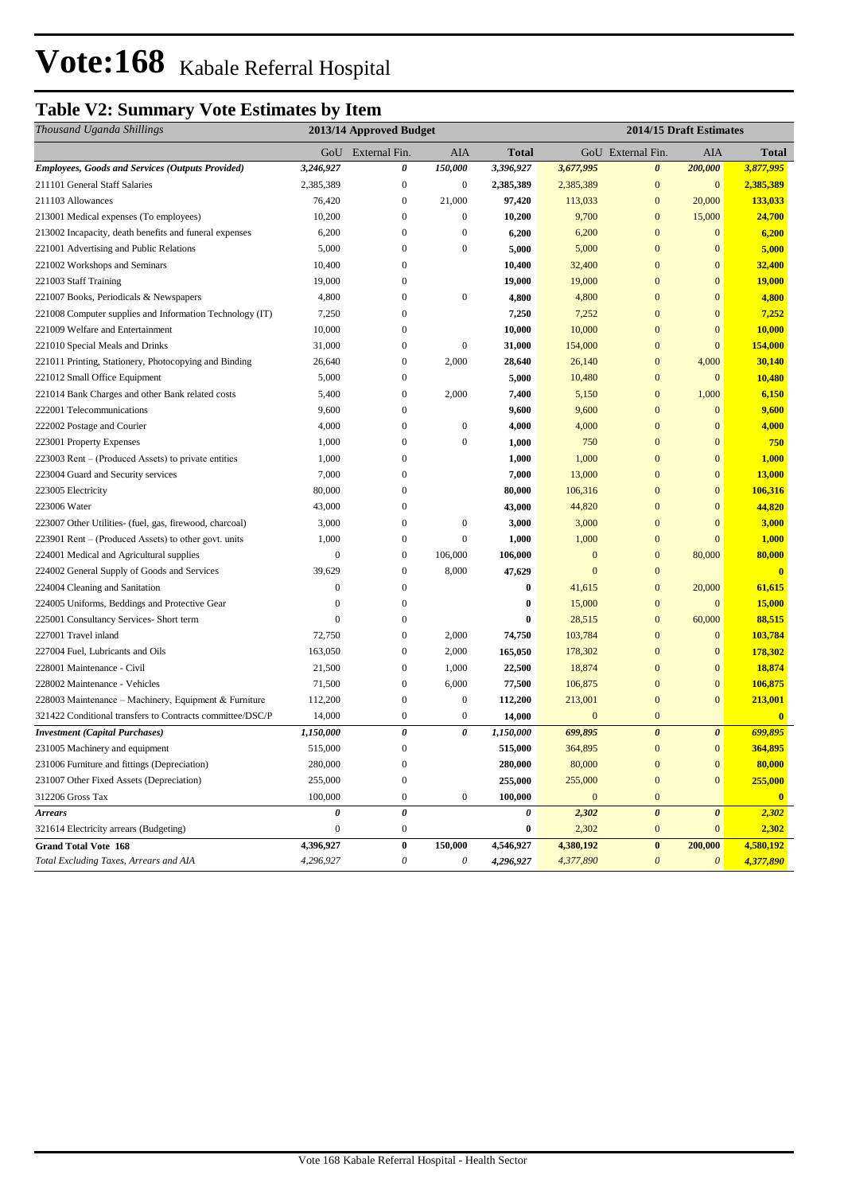# Vote:168 Kabale Referral Hospital

## Table V2: Summary Vote Estimates by Item

| *Thousand Uganda Shillings* | 2013/14 Approved Budget | | | | 2014/15 Draft Estimates | | | |
|---|---|---|---|---|---|---|---|---|
| | GoU | External Fin. | AIA | Total | GoU | External Fin. | AIA | Total |
| ***Employees, Goods and Services (Outputs Provided)*** | *3,246,927* | *0* | *150,000* | *3,396,927* | *3,677,995* | *0* | *200,000* | *3,877,995* |
| 211101 General Staff Salaries | 2,385,389 | 0 | 0 | **2,385,389** | 2,385,389 | 0 | 0 | **2,385,389** |
| 211103 Allowances | 76,420 | 0 | 21,000 | **97,420** | 113,033 | 0 | 20,000 | **133,033** |
| 213001 Medical expenses (To employees) | 10,200 | 0 | 0 | **10,200** | 9,700 | 0 | 15,000 | **24,700** |
| 213002 Incapacity, death benefits and funeral expenses | 6,200 | 0 | 0 | **6,200** | 6,200 | 0 | 0 | **6,200** |
| 221001 Advertising and Public Relations | 5,000 | 0 | 0 | **5,000** | 5,000 | 0 | 0 | **5,000** |
| 221002 Workshops and Seminars | 10,400 | 0 | | **10,400** | 32,400 | 0 | 0 | **32,400** |
| 221003 Staff Training | 19,000 | 0 | | **19,000** | 19,000 | 0 | 0 | **19,000** |
| 221007 Books, Periodicals & Newspapers | 4,800 | 0 | 0 | **4,800** | 4,800 | 0 | 0 | **4,800** |
| 221008 Computer supplies and Information Technology (IT) | 7,250 | 0 | | **7,250** | 7,252 | 0 | 0 | **7,252** |
| 221009 Welfare and Entertainment | 10,000 | 0 | | **10,000** | 10,000 | 0 | 0 | **10,000** |
| 221010 Special Meals and Drinks | 31,000 | 0 | 0 | **31,000** | 154,000 | 0 | 0 | **154,000** |
| 221011 Printing, Stationery, Photocopying and Binding | 26,640 | 0 | 2,000 | **28,640** | 26,140 | 0 | 4,000 | **30,140** |
| 221012 Small Office Equipment | 5,000 | 0 | | **5,000** | 10,480 | 0 | 0 | **10,480** |
| 221014 Bank Charges and other Bank related costs | 5,400 | 0 | 2,000 | **7,400** | 5,150 | 0 | 1,000 | **6,150** |
| 222001 Telecommunications | 9,600 | 0 | | **9,600** | 9,600 | 0 | 0 | **9,600** |
| 222002 Postage and Courier | 4,000 | 0 | 0 | **4,000** | 4,000 | 0 | 0 | **4,000** |
| 223001 Property Expenses | 1,000 | 0 | 0 | **1,000** | 750 | 0 | 0 | **750** |
| 223003 Rent – (Produced Assets) to private entities | 1,000 | 0 | | **1,000** | 1,000 | 0 | 0 | **1,000** |
| 223004 Guard and Security services | 7,000 | 0 | | **7,000** | 13,000 | 0 | 0 | **13,000** |
| 223005 Electricity | 80,000 | 0 | | **80,000** | 106,316 | 0 | 0 | **106,316** |
| 223006 Water | 43,000 | 0 | | **43,000** | 44,820 | 0 | 0 | **44,820** |
| 223007 Other Utilities- (fuel, gas, firewood, charcoal) | 3,000 | 0 | 0 | **3,000** | 3,000 | 0 | 0 | **3,000** |
| 223901 Rent – (Produced Assets) to other govt. units | 1,000 | 0 | 0 | **1,000** | 1,000 | 0 | 0 | **1,000** |
| 224001 Medical and Agricultural supplies | 0 | 0 | 106,000 | **106,000** | 0 | 0 | 80,000 | **80,000** |
| 224002 General Supply of Goods and Services | 39,629 | 0 | 8,000 | **47,629** | 0 | 0 | | **0** |
| 224004 Cleaning and Sanitation | 0 | 0 | | **0** | 41,615 | 0 | 20,000 | **61,615** |
| 224005 Uniforms, Beddings and Protective Gear | 0 | 0 | | **0** | 15,000 | 0 | 0 | **15,000** |
| 225001 Consultancy Services- Short term | 0 | 0 | | **0** | 28,515 | 0 | 60,000 | **88,515** |
| 227001 Travel inland | 72,750 | 0 | 2,000 | **74,750** | 103,784 | 0 | 0 | **103,784** |
| 227004 Fuel, Lubricants and Oils | 163,050 | 0 | 2,000 | **165,050** | 178,302 | 0 | 0 | **178,302** |
| 228001 Maintenance - Civil | 21,500 | 0 | 1,000 | **22,500** | 18,874 | 0 | 0 | **18,874** |
| 228002 Maintenance - Vehicles | 71,500 | 0 | 6,000 | **77,500** | 106,875 | 0 | 0 | **106,875** |
| 228003 Maintenance – Machinery, Equipment & Furniture | 112,200 | 0 | 0 | **112,200** | 213,001 | 0 | 0 | **213,001** |
| 321422 Conditional transfers to Contracts committee/DSC/P | 14,000 | 0 | 0 | **14,000** | 0 | 0 | | **0** |
| ***Investment (Capital Purchases)*** | *1,150,000* | *0* | *0* | *1,150,000* | *699,895* | *0* | *0* | *699,895* |
| 231005 Machinery and equipment | 515,000 | 0 | | **515,000** | 364,895 | 0 | 0 | **364,895** |
| 231006 Furniture and fittings (Depreciation) | 280,000 | 0 | | **280,000** | 80,000 | 0 | 0 | **80,000** |
| 231007 Other Fixed Assets (Depreciation) | 255,000 | 0 | | **255,000** | 255,000 | 0 | 0 | **255,000** |
| 312206 Gross Tax | 100,000 | 0 | 0 | **100,000** | 0 | 0 | | **0** |
| ***Arrears*** | *0* | *0* | | *0* | *2,302* | *0* | *0* | *2,302* |
| 321614 Electricity arrears (Budgeting) | 0 | 0 | | **0** | 2,302 | 0 | 0 | **2,302** |
| **Grand Total Vote 168** | **4,396,927** | **0** | **150,000** | **4,546,927** | **4,380,192** | **0** | **200,000** | **4,580,192** |
| *Total Excluding Taxes, Arrears and AIA* | *4,296,927* | *0* | *0* | *4,296,927* | *4,377,890* | *0* | *0* | *4,377,890* |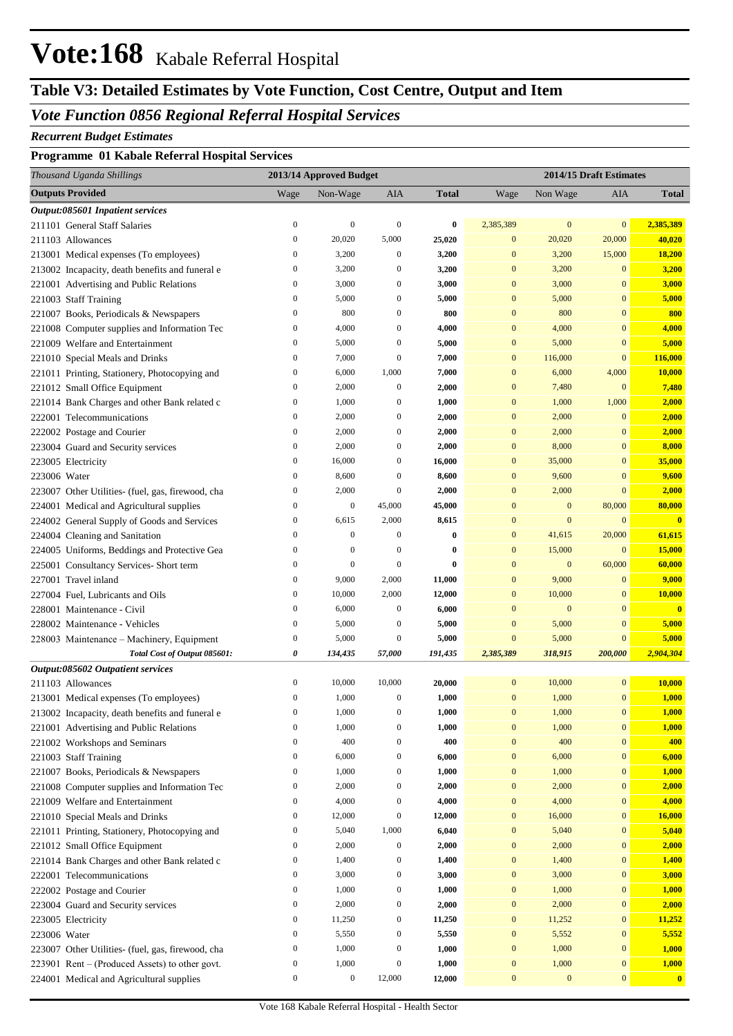# Vote:168 Kabale Referral Hospital

## Table V3: Detailed Estimates by Vote Function, Cost Centre, Output and Item

## *Vote Function 0856 Regional Referral Hospital Services*

***Recurrent Budget Estimates***

**Programme 01 Kabale Referral Hospital Services**

| *Thousand Uganda Shillings* | 2013/14 Approved Budget | | | | 2014/15 Draft Estimates | | | |
|---|---|---|---|---|---|---|---|---|
| **Outputs Provided** | Wage | Non-Wage | AIA | **Total** | Wage | Non Wage | AIA | **Total** |
| ***Output:085601 Inpatient services*** | | | | | | | | |
| 211101 General Staff Salaries | 0 | 0 | 0 | **0** | 2,385,389 | 0 | 0 | **2,385,389** |
| 211103 Allowances | 0 | 20,020 | 5,000 | **25,020** | 0 | 20,020 | 20,000 | **40,020** |
| 213001 Medical expenses (To employees) | 0 | 3,200 | 0 | **3,200** | 0 | 3,200 | 15,000 | **18,200** |
| 213002 Incapacity, death benefits and funeral e | 0 | 3,200 | 0 | **3,200** | 0 | 3,200 | 0 | **3,200** |
| 221001 Advertising and Public Relations | 0 | 3,000 | 0 | **3,000** | 0 | 3,000 | 0 | **3,000** |
| 221003 Staff Training | 0 | 5,000 | 0 | **5,000** | 0 | 5,000 | 0 | **5,000** |
| 221007 Books, Periodicals & Newspapers | 0 | 800 | 0 | **800** | 0 | 800 | 0 | **800** |
| 221008 Computer supplies and Information Tec | 0 | 4,000 | 0 | **4,000** | 0 | 4,000 | 0 | **4,000** |
| 221009 Welfare and Entertainment | 0 | 5,000 | 0 | **5,000** | 0 | 5,000 | 0 | **5,000** |
| 221010 Special Meals and Drinks | 0 | 7,000 | 0 | **7,000** | 0 | 116,000 | 0 | **116,000** |
| 221011 Printing, Stationery, Photocopying and | 0 | 6,000 | 1,000 | **7,000** | 0 | 6,000 | 4,000 | **10,000** |
| 221012 Small Office Equipment | 0 | 2,000 | 0 | **2,000** | 0 | 7,480 | 0 | **7,480** |
| 221014 Bank Charges and other Bank related c | 0 | 1,000 | 0 | **1,000** | 0 | 1,000 | 1,000 | **2,000** |
| 222001 Telecommunications | 0 | 2,000 | 0 | **2,000** | 0 | 2,000 | 0 | **2,000** |
| 222002 Postage and Courier | 0 | 2,000 | 0 | **2,000** | 0 | 2,000 | 0 | **2,000** |
| 223004 Guard and Security services | 0 | 2,000 | 0 | **2,000** | 0 | 8,000 | 0 | **8,000** |
| 223005 Electricity | 0 | 16,000 | 0 | **16,000** | 0 | 35,000 | 0 | **35,000** |
| 223006 Water | 0 | 8,600 | 0 | **8,600** | 0 | 9,600 | 0 | **9,600** |
| 223007 Other Utilities- (fuel, gas, firewood, cha | 0 | 2,000 | 0 | **2,000** | 0 | 2,000 | 0 | **2,000** |
| 224001 Medical and Agricultural supplies | 0 | 0 | 45,000 | **45,000** | 0 | 0 | 80,000 | **80,000** |
| 224002 General Supply of Goods and Services | 0 | 6,615 | 2,000 | **8,615** | 0 | 0 | 0 | **0** |
| 224004 Cleaning and Sanitation | 0 | 0 | 0 | **0** | 0 | 41,615 | 20,000 | **61,615** |
| 224005 Uniforms, Beddings and Protective Gea | 0 | 0 | 0 | **0** | 0 | 15,000 | 0 | **15,000** |
| 225001 Consultancy Services- Short term | 0 | 0 | 0 | **0** | 0 | 0 | 60,000 | **60,000** |
| 227001 Travel inland | 0 | 9,000 | 2,000 | **11,000** | 0 | 9,000 | 0 | **9,000** |
| 227004 Fuel, Lubricants and Oils | 0 | 10,000 | 2,000 | **12,000** | 0 | 10,000 | 0 | **10,000** |
| 228001 Maintenance - Civil | 0 | 6,000 | 0 | **6,000** | 0 | 0 | 0 | **0** |
| 228002 Maintenance - Vehicles | 0 | 5,000 | 0 | **5,000** | 0 | 5,000 | 0 | **5,000** |
| 228003 Maintenance – Machinery, Equipment | 0 | 5,000 | 0 | **5,000** | 0 | 5,000 | 0 | **5,000** |
| ***Total Cost of Output 085601:*** | ***0*** | ***134,435*** | ***57,000*** | ***191,435*** | ***2,385,389*** | ***318,915*** | ***200,000*** | ***2,904,304*** |
| ***Output:085602 Outpatient services*** | | | | | | | | |
| 211103 Allowances | 0 | 10,000 | 10,000 | **20,000** | 0 | 10,000 | 0 | **10,000** |
| 213001 Medical expenses (To employees) | 0 | 1,000 | 0 | **1,000** | 0 | 1,000 | 0 | **1,000** |
| 213002 Incapacity, death benefits and funeral e | 0 | 1,000 | 0 | **1,000** | 0 | 1,000 | 0 | **1,000** |
| 221001 Advertising and Public Relations | 0 | 1,000 | 0 | **1,000** | 0 | 1,000 | 0 | **1,000** |
| 221002 Workshops and Seminars | 0 | 400 | 0 | **400** | 0 | 400 | 0 | **400** |
| 221003 Staff Training | 0 | 6,000 | 0 | **6,000** | 0 | 6,000 | 0 | **6,000** |
| 221007 Books, Periodicals & Newspapers | 0 | 1,000 | 0 | **1,000** | 0 | 1,000 | 0 | **1,000** |
| 221008 Computer supplies and Information Tec | 0 | 2,000 | 0 | **2,000** | 0 | 2,000 | 0 | **2,000** |
| 221009 Welfare and Entertainment | 0 | 4,000 | 0 | **4,000** | 0 | 4,000 | 0 | **4,000** |
| 221010 Special Meals and Drinks | 0 | 12,000 | 0 | **12,000** | 0 | 16,000 | 0 | **16,000** |
| 221011 Printing, Stationery, Photocopying and | 0 | 5,040 | 1,000 | **6,040** | 0 | 5,040 | 0 | **5,040** |
| 221012 Small Office Equipment | 0 | 2,000 | 0 | **2,000** | 0 | 2,000 | 0 | **2,000** |
| 221014 Bank Charges and other Bank related c | 0 | 1,400 | 0 | **1,400** | 0 | 1,400 | 0 | **1,400** |
| 222001 Telecommunications | 0 | 3,000 | 0 | **3,000** | 0 | 3,000 | 0 | **3,000** |
| 222002 Postage and Courier | 0 | 1,000 | 0 | **1,000** | 0 | 1,000 | 0 | **1,000** |
| 223004 Guard and Security services | 0 | 2,000 | 0 | **2,000** | 0 | 2,000 | 0 | **2,000** |
| 223005 Electricity | 0 | 11,250 | 0 | **11,250** | 0 | 11,252 | 0 | **11,252** |
| 223006 Water | 0 | 5,550 | 0 | **5,550** | 0 | 5,552 | 0 | **5,552** |
| 223007 Other Utilities- (fuel, gas, firewood, cha | 0 | 1,000 | 0 | **1,000** | 0 | 1,000 | 0 | **1,000** |
| 223901 Rent – (Produced Assets) to other govt. | 0 | 1,000 | 0 | **1,000** | 0 | 1,000 | 0 | **1,000** |
| 224001 Medical and Agricultural supplies | 0 | 0 | 12,000 | **12,000** | 0 | 0 | 0 | **0** |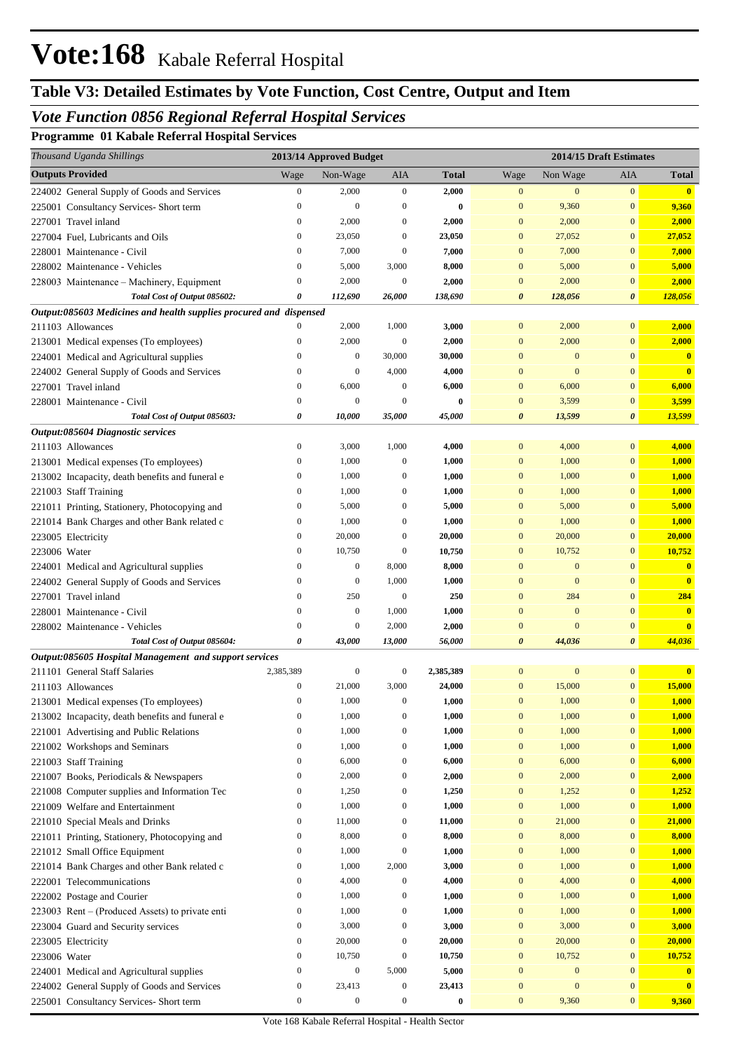# Vote:168 Kabale Referral Hospital

## Table V3: Detailed Estimates by Vote Function, Cost Centre, Output and Item

### *Vote Function 0856 Regional Referral Hospital Services*

#### Programme 01 Kabale Referral Hospital Services

| *Thousand Uganda Shillings* | 2013/14 Approved Budget | | | | 2014/15 Draft Estimates | | | |
|---|---|---|---|---|---|---|---|---|
| **Outputs Provided** | Wage | Non-Wage | AIA | **Total** | Wage | Non Wage | AIA | **Total** |
| 224002 General Supply of Goods and Services | 0 | 2,000 | 0 | **2,000** | 0 | 0 | 0 | **0** |
| 225001 Consultancy Services- Short term | 0 | 0 | 0 | **0** | 0 | 9,360 | 0 | **9,360** |
| 227001 Travel inland | 0 | 2,000 | 0 | **2,000** | 0 | 2,000 | 0 | **2,000** |
| 227004 Fuel, Lubricants and Oils | 0 | 23,050 | 0 | **23,050** | 0 | 27,052 | 0 | **27,052** |
| 228001 Maintenance - Civil | 0 | 7,000 | 0 | **7,000** | 0 | 7,000 | 0 | **7,000** |
| 228002 Maintenance - Vehicles | 0 | 5,000 | 3,000 | **8,000** | 0 | 5,000 | 0 | **5,000** |
| 228003 Maintenance – Machinery, Equipment | 0 | 2,000 | 0 | **2,000** | 0 | 2,000 | 0 | **2,000** |
| *Total Cost of Output 085602:* | *0* | *112,690* | *26,000* | *138,690* | *0* | *128,056* | *0* | *128,056* |
| ***Output:085603 Medicines and health supplies procured and dispensed*** | | | | | | | | |
| 211103 Allowances | 0 | 2,000 | 1,000 | **3,000** | 0 | 2,000 | 0 | **2,000** |
| 213001 Medical expenses (To employees) | 0 | 2,000 | 0 | **2,000** | 0 | 2,000 | 0 | **2,000** |
| 224001 Medical and Agricultural supplies | 0 | 0 | 30,000 | **30,000** | 0 | 0 | 0 | **0** |
| 224002 General Supply of Goods and Services | 0 | 0 | 4,000 | **4,000** | 0 | 0 | 0 | **0** |
| 227001 Travel inland | 0 | 6,000 | 0 | **6,000** | 0 | 6,000 | 0 | **6,000** |
| 228001 Maintenance - Civil | 0 | 0 | 0 | **0** | 0 | 3,599 | 0 | **3,599** |
| *Total Cost of Output 085603:* | *0* | *10,000* | *35,000* | *45,000* | *0* | *13,599* | *0* | *13,599* |
| ***Output:085604 Diagnostic services*** | | | | | | | | |
| 211103 Allowances | 0 | 3,000 | 1,000 | **4,000** | 0 | 4,000 | 0 | **4,000** |
| 213001 Medical expenses (To employees) | 0 | 1,000 | 0 | **1,000** | 0 | 1,000 | 0 | **1,000** |
| 213002 Incapacity, death benefits and funeral e | 0 | 1,000 | 0 | **1,000** | 0 | 1,000 | 0 | **1,000** |
| 221003 Staff Training | 0 | 1,000 | 0 | **1,000** | 0 | 1,000 | 0 | **1,000** |
| 221011 Printing, Stationery, Photocopying and | 0 | 5,000 | 0 | **5,000** | 0 | 5,000 | 0 | **5,000** |
| 221014 Bank Charges and other Bank related c | 0 | 1,000 | 0 | **1,000** | 0 | 1,000 | 0 | **1,000** |
| 223005 Electricity | 0 | 20,000 | 0 | **20,000** | 0 | 20,000 | 0 | **20,000** |
| 223006 Water | 0 | 10,750 | 0 | **10,750** | 0 | 10,752 | 0 | **10,752** |
| 224001 Medical and Agricultural supplies | 0 | 0 | 8,000 | **8,000** | 0 | 0 | 0 | **0** |
| 224002 General Supply of Goods and Services | 0 | 0 | 1,000 | **1,000** | 0 | 0 | 0 | **0** |
| 227001 Travel inland | 0 | 250 | 0 | **250** | 0 | 284 | 0 | **284** |
| 228001 Maintenance - Civil | 0 | 0 | 1,000 | **1,000** | 0 | 0 | 0 | **0** |
| 228002 Maintenance - Vehicles | 0 | 0 | 2,000 | **2,000** | 0 | 0 | 0 | **0** |
| *Total Cost of Output 085604:* | *0* | *43,000* | *13,000* | *56,000* | *0* | *44,036* | *0* | *44,036* |
| ***Output:085605 Hospital Management and support services*** | | | | | | | | |
| 211101 General Staff Salaries | 2,385,389 | 0 | 0 | **2,385,389** | 0 | 0 | 0 | **0** |
| 211103 Allowances | 0 | 21,000 | 3,000 | **24,000** | 0 | 15,000 | 0 | **15,000** |
| 213001 Medical expenses (To employees) | 0 | 1,000 | 0 | **1,000** | 0 | 1,000 | 0 | **1,000** |
| 213002 Incapacity, death benefits and funeral e | 0 | 1,000 | 0 | **1,000** | 0 | 1,000 | 0 | **1,000** |
| 221001 Advertising and Public Relations | 0 | 1,000 | 0 | **1,000** | 0 | 1,000 | 0 | **1,000** |
| 221002 Workshops and Seminars | 0 | 1,000 | 0 | **1,000** | 0 | 1,000 | 0 | **1,000** |
| 221003 Staff Training | 0 | 6,000 | 0 | **6,000** | 0 | 6,000 | 0 | **6,000** |
| 221007 Books, Periodicals & Newspapers | 0 | 2,000 | 0 | **2,000** | 0 | 2,000 | 0 | **2,000** |
| 221008 Computer supplies and Information Tec | 0 | 1,250 | 0 | **1,250** | 0 | 1,252 | 0 | **1,252** |
| 221009 Welfare and Entertainment | 0 | 1,000 | 0 | **1,000** | 0 | 1,000 | 0 | **1,000** |
| 221010 Special Meals and Drinks | 0 | 11,000 | 0 | **11,000** | 0 | 21,000 | 0 | **21,000** |
| 221011 Printing, Stationery, Photocopying and | 0 | 8,000 | 0 | **8,000** | 0 | 8,000 | 0 | **8,000** |
| 221012 Small Office Equipment | 0 | 1,000 | 0 | **1,000** | 0 | 1,000 | 0 | **1,000** |
| 221014 Bank Charges and other Bank related c | 0 | 1,000 | 2,000 | **3,000** | 0 | 1,000 | 0 | **1,000** |
| 222001 Telecommunications | 0 | 4,000 | 0 | **4,000** | 0 | 4,000 | 0 | **4,000** |
| 222002 Postage and Courier | 0 | 1,000 | 0 | **1,000** | 0 | 1,000 | 0 | **1,000** |
| 223003 Rent – (Produced Assets) to private enti | 0 | 1,000 | 0 | **1,000** | 0 | 1,000 | 0 | **1,000** |
| 223004 Guard and Security services | 0 | 3,000 | 0 | **3,000** | 0 | 3,000 | 0 | **3,000** |
| 223005 Electricity | 0 | 20,000 | 0 | **20,000** | 0 | 20,000 | 0 | **20,000** |
| 223006 Water | 0 | 10,750 | 0 | **10,750** | 0 | 10,752 | 0 | **10,752** |
| 224001 Medical and Agricultural supplies | 0 | 0 | 5,000 | **5,000** | 0 | 0 | 0 | **0** |
| 224002 General Supply of Goods and Services | 0 | 23,413 | 0 | **23,413** | 0 | 0 | 0 | **0** |
| 225001 Consultancy Services- Short term | 0 | 0 | 0 | **0** | 0 | 9,360 | 0 | **9,360** |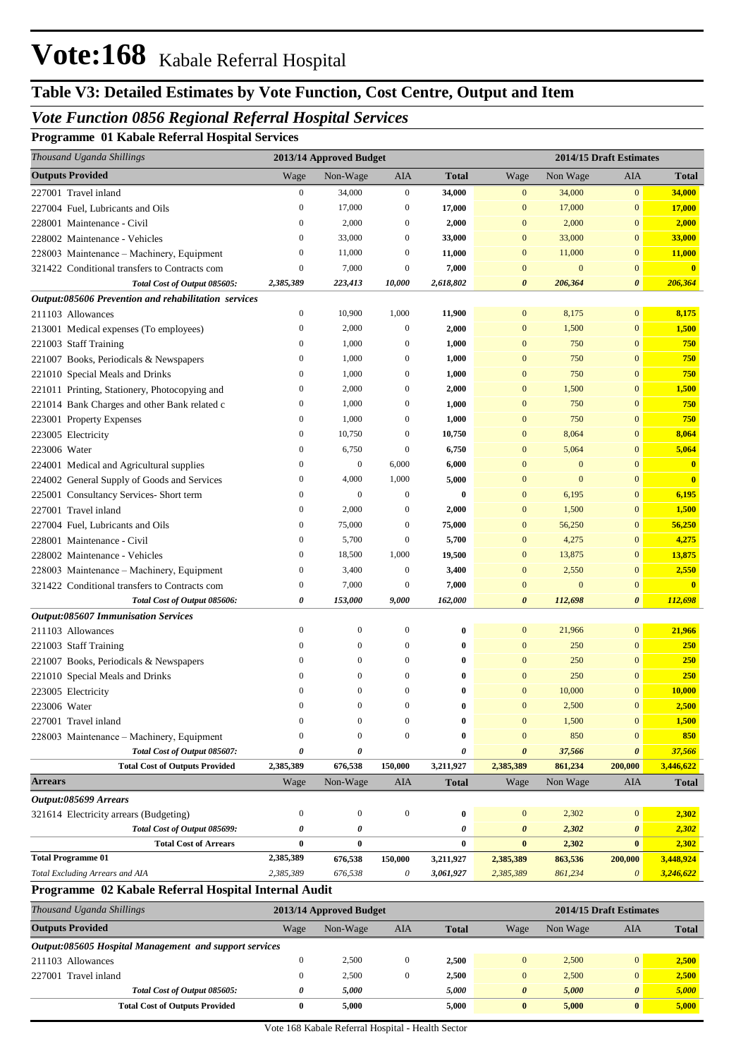# Vote:168 Kabale Referral Hospital

## Table V3: Detailed Estimates by Vote Function, Cost Centre, Output and Item

### *Vote Function 0856 Regional Referral Hospital Services*

**Programme 01 Kabale Referral Hospital Services**

| *Thousand Uganda Shillings* | 2013/14 Approved Budget | | | | 2014/15 Draft Estimates | | | |
|---|---|---|---|---|---|---|---|---|
| **Outputs Provided** | Wage | Non-Wage | AIA | **Total** | Wage | Non Wage | AIA | **Total** |
| 227001 Travel inland | 0 | 34,000 | 0 | **34,000** | 0 | 34,000 | 0 | **34,000** |
| 227004 Fuel, Lubricants and Oils | 0 | 17,000 | 0 | **17,000** | 0 | 17,000 | 0 | **17,000** |
| 228001 Maintenance - Civil | 0 | 2,000 | 0 | **2,000** | 0 | 2,000 | 0 | **2,000** |
| 228002 Maintenance - Vehicles | 0 | 33,000 | 0 | **33,000** | 0 | 33,000 | 0 | **33,000** |
| 228003 Maintenance – Machinery, Equipment | 0 | 11,000 | 0 | **11,000** | 0 | 11,000 | 0 | **11,000** |
| 321422 Conditional transfers to Contracts com | 0 | 7,000 | 0 | **7,000** | 0 | 0 | 0 | **0** |
| *Total Cost of Output 085605:* | *2,385,389* | *223,413* | *10,000* | *2,618,802* | *0* | *206,364* | *0* | *206,364* |
| ***Output:085606 Prevention and rehabilitation services*** | | | | | | | | |
| 211103 Allowances | 0 | 10,900 | 1,000 | **11,900** | 0 | 8,175 | 0 | **8,175** |
| 213001 Medical expenses (To employees) | 0 | 2,000 | 0 | **2,000** | 0 | 1,500 | 0 | **1,500** |
| 221003 Staff Training | 0 | 1,000 | 0 | **1,000** | 0 | 750 | 0 | **750** |
| 221007 Books, Periodicals & Newspapers | 0 | 1,000 | 0 | **1,000** | 0 | 750 | 0 | **750** |
| 221010 Special Meals and Drinks | 0 | 1,000 | 0 | **1,000** | 0 | 750 | 0 | **750** |
| 221011 Printing, Stationery, Photocopying and | 0 | 2,000 | 0 | **2,000** | 0 | 1,500 | 0 | **1,500** |
| 221014 Bank Charges and other Bank related c | 0 | 1,000 | 0 | **1,000** | 0 | 750 | 0 | **750** |
| 223001 Property Expenses | 0 | 1,000 | 0 | **1,000** | 0 | 750 | 0 | **750** |
| 223005 Electricity | 0 | 10,750 | 0 | **10,750** | 0 | 8,064 | 0 | **8,064** |
| 223006 Water | 0 | 6,750 | 0 | **6,750** | 0 | 5,064 | 0 | **5,064** |
| 224001 Medical and Agricultural supplies | 0 | 0 | 6,000 | **6,000** | 0 | 0 | 0 | **0** |
| 224002 General Supply of Goods and Services | 0 | 4,000 | 1,000 | **5,000** | 0 | 0 | 0 | **0** |
| 225001 Consultancy Services- Short term | 0 | 0 | 0 | **0** | 0 | 6,195 | 0 | **6,195** |
| 227001 Travel inland | 0 | 2,000 | 0 | **2,000** | 0 | 1,500 | 0 | **1,500** |
| 227004 Fuel, Lubricants and Oils | 0 | 75,000 | 0 | **75,000** | 0 | 56,250 | 0 | **56,250** |
| 228001 Maintenance - Civil | 0 | 5,700 | 0 | **5,700** | 0 | 4,275 | 0 | **4,275** |
| 228002 Maintenance - Vehicles | 0 | 18,500 | 1,000 | **19,500** | 0 | 13,875 | 0 | **13,875** |
| 228003 Maintenance – Machinery, Equipment | 0 | 3,400 | 0 | **3,400** | 0 | 2,550 | 0 | **2,550** |
| 321422 Conditional transfers to Contracts com | 0 | 7,000 | 0 | **7,000** | 0 | 0 | 0 | **0** |
| *Total Cost of Output 085606:* | *0* | *153,000* | *9,000* | *162,000* | *0* | *112,698* | *0* | *112,698* |
| ***Output:085607 Immunisation Services*** | | | | | | | | |
| 211103 Allowances | 0 | 0 | 0 | **0** | 0 | 21,966 | 0 | **21,966** |
| 221003 Staff Training | 0 | 0 | 0 | **0** | 0 | 250 | 0 | **250** |
| 221007 Books, Periodicals & Newspapers | 0 | 0 | 0 | **0** | 0 | 250 | 0 | **250** |
| 221010 Special Meals and Drinks | 0 | 0 | 0 | **0** | 0 | 250 | 0 | **250** |
| 223005 Electricity | 0 | 0 | 0 | **0** | 0 | 10,000 | 0 | **10,000** |
| 223006 Water | 0 | 0 | 0 | **0** | 0 | 2,500 | 0 | **2,500** |
| 227001 Travel inland | 0 | 0 | 0 | **0** | 0 | 1,500 | 0 | **1,500** |
| 228003 Maintenance – Machinery, Equipment | 0 | 0 | 0 | **0** | 0 | 850 | 0 | **850** |
| *Total Cost of Output 085607:* | *0* | *0* | | *0* | *0* | *37,566* | *0* | *37,566* |
| **Total Cost of Outputs Provided** | **2,385,389** | **676,538** | **150,000** | **3,211,927** | **2,385,389** | **861,234** | **200,000** | **3,446,622** |
| **Arrears** | Wage | Non-Wage | AIA | **Total** | Wage | Non Wage | AIA | **Total** |
| ***Output:085699 Arrears*** | | | | | | | | |
| 321614 Electricity arrears (Budgeting) | 0 | 0 | 0 | **0** | 0 | 2,302 | 0 | **2,302** |
| *Total Cost of Output 085699:* | *0* | *0* | | *0* | *0* | *2,302* | *0* | *2,302* |
| **Total Cost of Arrears** | **0** | **0** | | **0** | **0** | **2,302** | **0** | **2,302** |
| **Total Programme 01** | **2,385,389** | **676,538** | **150,000** | **3,211,927** | **2,385,389** | **863,536** | **200,000** | **3,448,924** |
| *Total Excluding Arrears and AIA* | *2,385,389* | *676,538* | *0* | *3,061,927* | *2,385,389* | *861,234* | *0* | *3,246,622* |

**Programme 02 Kabale Referral Hospital Internal Audit**

| *Thousand Uganda Shillings* | 2013/14 Approved Budget | | | | 2014/15 Draft Estimates | | | |
|---|---|---|---|---|---|---|---|---|
| **Outputs Provided** | Wage | Non-Wage | AIA | **Total** | Wage | Non Wage | AIA | **Total** |
| ***Output:085605 Hospital Management and support services*** | | | | | | | | |
| 211103 Allowances | 0 | 2,500 | 0 | **2,500** | 0 | 2,500 | 0 | **2,500** |
| 227001 Travel inland | 0 | 2,500 | 0 | **2,500** | 0 | 2,500 | 0 | **2,500** |
| *Total Cost of Output 085605:* | *0* | *5,000* | | *5,000* | *0* | *5,000* | *0* | *5,000* |
| **Total Cost of Outputs Provided** | **0** | **5,000** | | **5,000** | **0** | **5,000** | **0** | **5,000** |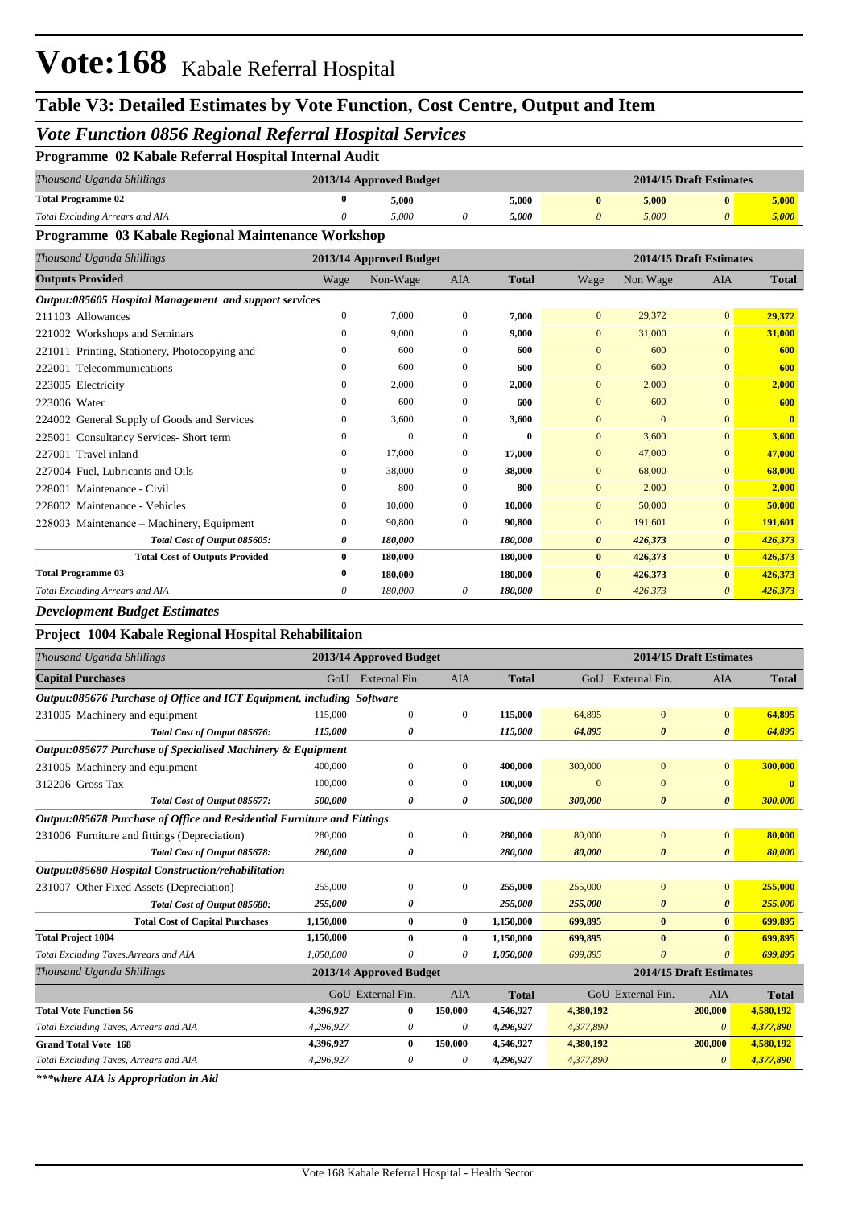# Vote:168 Kabale Referral Hospital

## Table V3: Detailed Estimates by Vote Function, Cost Centre, Output and Item

### *Vote Function 0856 Regional Referral Hospital Services*

#### Programme 02 Kabale Referral Hospital Internal Audit

| *Thousand Uganda Shillings* | 2013/14 Approved Budget | | | | 2014/15 Draft Estimates | | | |
|---|---|---|---|---|---|---|---|---|
| **Total Programme 02** | **0** | **5,000** | | **5,000** | **0** | **5,000** | **0** | **5,000** |
| *Total Excluding Arrears and AIA* | *0* | *5,000* | *0* | *5,000* | *0* | *5,000* | *0* | *5,000* |

#### Programme 03 Kabale Regional Maintenance Workshop

| *Thousand Uganda Shillings* | 2013/14 Approved Budget | | | | 2014/15 Draft Estimates | | | |
|---|---|---|---|---|---|---|---|---|
| **Outputs Provided** | Wage | Non-Wage | AIA | **Total** | Wage | Non Wage | AIA | **Total** |
| ***Output:085605 Hospital Management and support services*** | | | | | | | | |
| 211103 Allowances | 0 | 7,000 | 0 | **7,000** | 0 | 29,372 | 0 | **29,372** |
| 221002 Workshops and Seminars | 0 | 9,000 | 0 | **9,000** | 0 | 31,000 | 0 | **31,000** |
| 221011 Printing, Stationery, Photocopying and | 0 | 600 | 0 | **600** | 0 | 600 | 0 | **600** |
| 222001 Telecommunications | 0 | 600 | 0 | **600** | 0 | 600 | 0 | **600** |
| 223005 Electricity | 0 | 2,000 | 0 | **2,000** | 0 | 2,000 | 0 | **2,000** |
| 223006 Water | 0 | 600 | 0 | **600** | 0 | 600 | 0 | **600** |
| 224002 General Supply of Goods and Services | 0 | 3,600 | 0 | **3,600** | 0 | 0 | 0 | **0** |
| 225001 Consultancy Services- Short term | 0 | 0 | 0 | **0** | 0 | 3,600 | 0 | **3,600** |
| 227001 Travel inland | 0 | 17,000 | 0 | **17,000** | 0 | 47,000 | 0 | **47,000** |
| 227004 Fuel, Lubricants and Oils | 0 | 38,000 | 0 | **38,000** | 0 | 68,000 | 0 | **68,000** |
| 228001 Maintenance - Civil | 0 | 800 | 0 | **800** | 0 | 2,000 | 0 | **2,000** |
| 228002 Maintenance - Vehicles | 0 | 10,000 | 0 | **10,000** | 0 | 50,000 | 0 | **50,000** |
| 228003 Maintenance – Machinery, Equipment | 0 | 90,800 | 0 | **90,800** | 0 | 191,601 | 0 | **191,601** |
| ***Total Cost of Output 085605:*** | ***0*** | ***180,000*** | | ***180,000*** | ***0*** | ***426,373*** | ***0*** | ***426,373*** |
| **Total Cost of Outputs Provided** | **0** | **180,000** | | **180,000** | **0** | **426,373** | **0** | **426,373** |
| **Total Programme 03** | **0** | **180,000** | | **180,000** | **0** | **426,373** | **0** | **426,373** |
| *Total Excluding Arrears and AIA* | *0* | *180,000* | *0* | *180,000* | *0* | *426,373* | *0* | *426,373* |

### *Development Budget Estimates*

#### Project 1004 Kabale Regional Hospital Rehabilitaion

| *Thousand Uganda Shillings* | 2013/14 Approved Budget | | | | 2014/15 Draft Estimates | | | |
|---|---|---|---|---|---|---|---|---|
| **Capital Purchases** | GoU | External Fin. | AIA | **Total** | GoU | External Fin. | AIA | **Total** |
| ***Output:085676 Purchase of Office and ICT Equipment, including Software*** | | | | | | | | |
| 231005 Machinery and equipment | 115,000 | 0 | 0 | **115,000** | 64,895 | 0 | 0 | **64,895** |
| ***Total Cost of Output 085676:*** | ***115,000*** | ***0*** | | ***115,000*** | ***64,895*** | ***0*** | ***0*** | ***64,895*** |
| ***Output:085677 Purchase of Specialised Machinery & Equipment*** | | | | | | | | |
| 231005 Machinery and equipment | 400,000 | 0 | 0 | **400,000** | 300,000 | 0 | 0 | **300,000** |
| 312206 Gross Tax | 100,000 | 0 | 0 | **100,000** | 0 | 0 | 0 | **0** |
| ***Total Cost of Output 085677:*** | ***500,000*** | ***0*** | ***0*** | ***500,000*** | ***300,000*** | ***0*** | ***0*** | ***300,000*** |
| ***Output:085678 Purchase of Office and Residential Furniture and Fittings*** | | | | | | | | |
| 231006 Furniture and fittings (Depreciation) | 280,000 | 0 | 0 | **280,000** | 80,000 | 0 | 0 | **80,000** |
| ***Total Cost of Output 085678:*** | ***280,000*** | ***0*** | | ***280,000*** | ***80,000*** | ***0*** | ***0*** | ***80,000*** |
| ***Output:085680 Hospital Construction/rehabilitation*** | | | | | | | | |
| 231007 Other Fixed Assets (Depreciation) | 255,000 | 0 | 0 | **255,000** | 255,000 | 0 | 0 | **255,000** |
| ***Total Cost of Output 085680:*** | ***255,000*** | ***0*** | | ***255,000*** | ***255,000*** | ***0*** | ***0*** | ***255,000*** |
| **Total Cost of Capital Purchases** | **1,150,000** | **0** | **0** | **1,150,000** | **699,895** | **0** | **0** | **699,895** |
| **Total Project 1004** | **1,150,000** | **0** | **0** | **1,150,000** | **699,895** | **0** | **0** | **699,895** |
| *Total Excluding Taxes,Arrears and AIA* | *1,050,000* | *0* | *0* | *1,050,000* | *699,895* | *0* | *0* | *699,895* |

| *Thousand Uganda Shillings* | 2013/14 Approved Budget | | | | 2014/15 Draft Estimates | | | |
|---|---|---|---|---|---|---|---|---|
| | GoU | External Fin. | AIA | **Total** | GoU | External Fin. | AIA | **Total** |
| **Total Vote Function 56** | **4,396,927** | **0** | **150,000** | **4,546,927** | **4,380,192** | | **200,000** | **4,580,192** |
| *Total Excluding Taxes, Arrears and AIA* | *4,296,927* | *0* | *0* | *4,296,927* | *4,377,890* | | *0* | *4,377,890* |
| **Grand Total Vote 168** | **4,396,927** | **0** | **150,000** | **4,546,927** | **4,380,192** | | **200,000** | **4,580,192** |
| *Total Excluding Taxes, Arrears and AIA* | *4,296,927* | *0* | *0* | *4,296,927* | *4,377,890* | | *0* | *4,377,890* |

***\*\*\*where AIA is Appropriation in Aid***